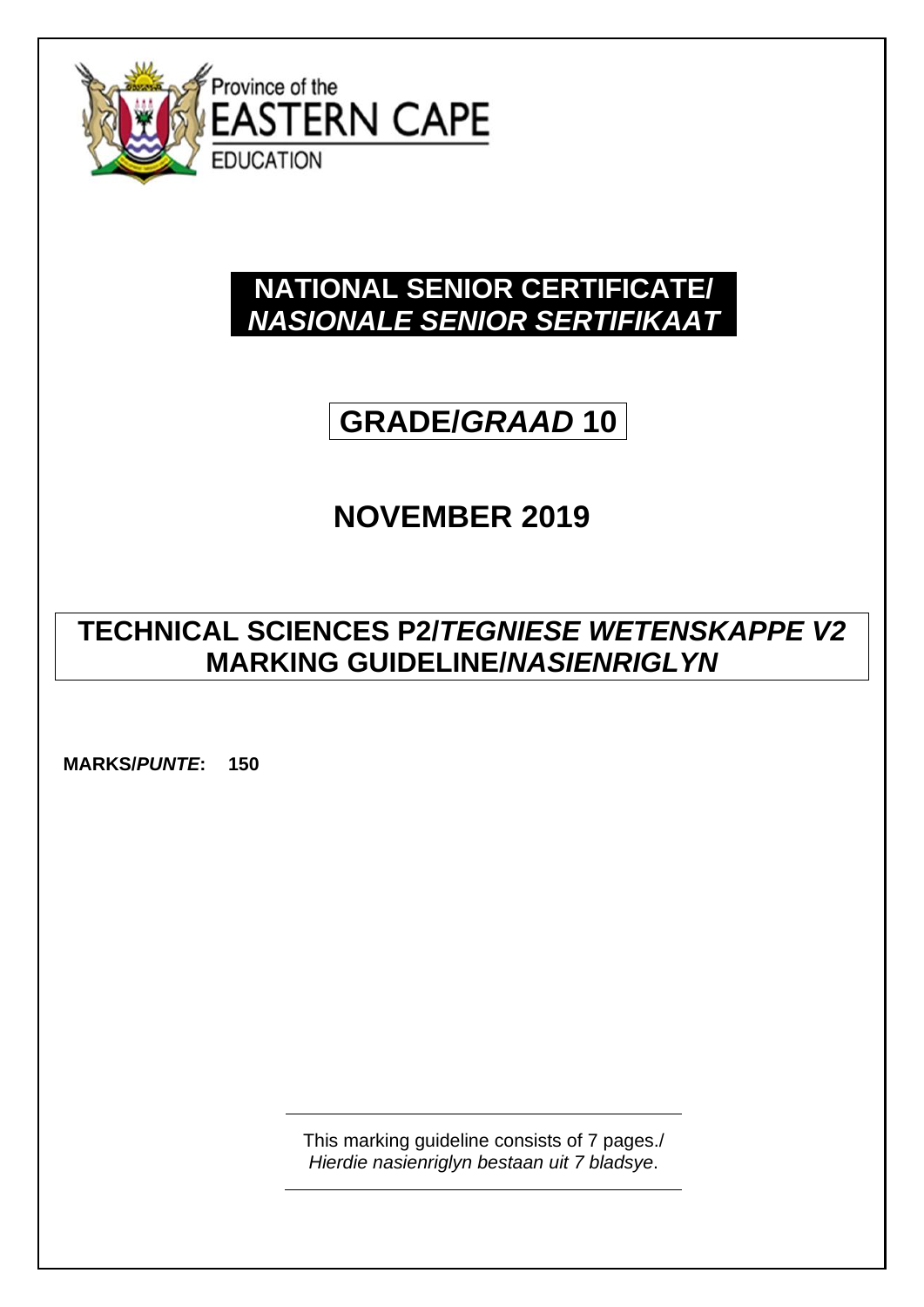Province of the
EASTERN CAPE
EDUCATION

# NATIONAL SENIOR CERTIFICATE/ *NASIONALE SENIOR SERTIFIKAAT*

# GRADE/*GRAAD* 10

# NOVEMBER 2019

## TECHNICAL SCIENCES P2/*TEGNIESE WETENSKAPPE V2* MARKING GUIDELINE/*NASIENRIGLYN*

**MARKS/*PUNTE*: 150**

This marking guideline consists of 7 pages./
*Hierdie nasienriglyn bestaan uit 7 bladsye*.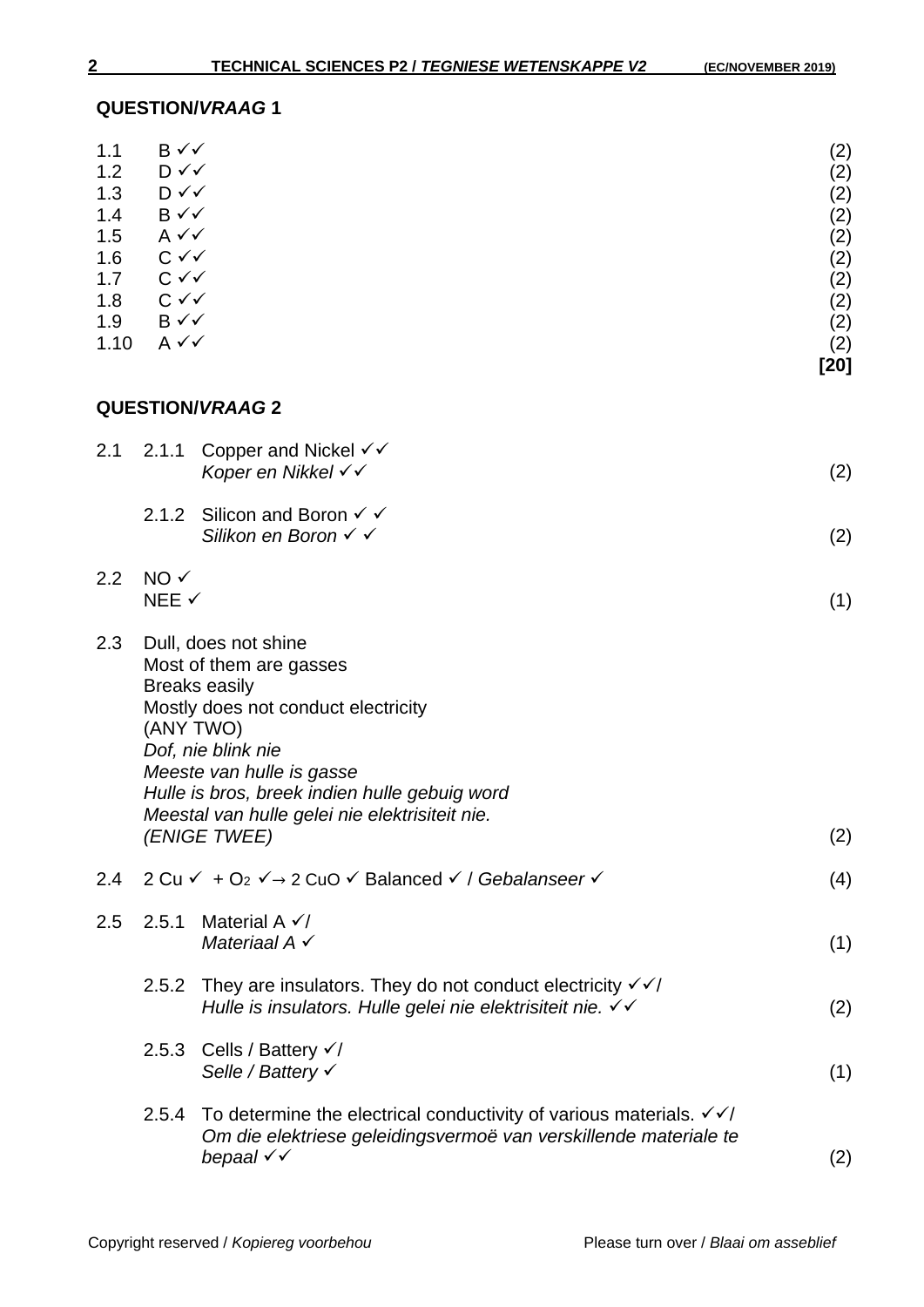## QUESTION/*VRAAG* 1

| | | |
|---|---|---|
| 1.1 | B ✓✓ | (2) |
| 1.2 | D ✓✓ | (2) |
| 1.3 | D ✓✓ | (2) |
| 1.4 | B ✓✓ | (2) |
| 1.5 | A ✓✓ | (2) |
| 1.6 | C ✓✓ | (2) |
| 1.7 | C ✓✓ | (2) |
| 1.8 | C ✓✓ | (2) |
| 1.9 | B ✓✓ | (2) |
| 1.10 | A ✓✓ | (2) |
| | | **[20]** |

## QUESTION/*VRAAG* 2

2.1 2.1.1 Copper and Nickel ✓✓
*Koper en Nikkel ✓✓* (2)

2.1.2 Silicon and Boron ✓ ✓
*Silikon en Boron ✓ ✓* (2)

2.2 NO ✓
NEE ✓ (1)

2.3 Dull, does not shine
Most of them are gasses
Breaks easily
Mostly does not conduct electricity
(ANY TWO)
*Dof, nie blink nie*
*Meeste van hulle is gasse*
*Hulle is bros, breek indien hulle gebuig word*
*Meestal van hulle gelei nie elektrisiteit nie.*
*(ENIGE TWEE)* (2)

2.4 2 Cu ✓ + $O_2$ ✓→ 2 CuO ✓ Balanced ✓ / *Gebalanseer* ✓ (4)

2.5 2.5.1 Material A ✓/
*Materiaal A ✓* (1)

2.5.2 They are insulators. They do not conduct electricity ✓✓/
*Hulle is insulators. Hulle gelei nie elektrisiteit nie. ✓✓* (2)

2.5.3 Cells / Battery ✓/
*Selle / Battery ✓* (1)

2.5.4 To determine the electrical conductivity of various materials. ✓✓/
*Om die elektriese geleidingsvermoë van verskillende materiale te bepaal ✓✓* (2)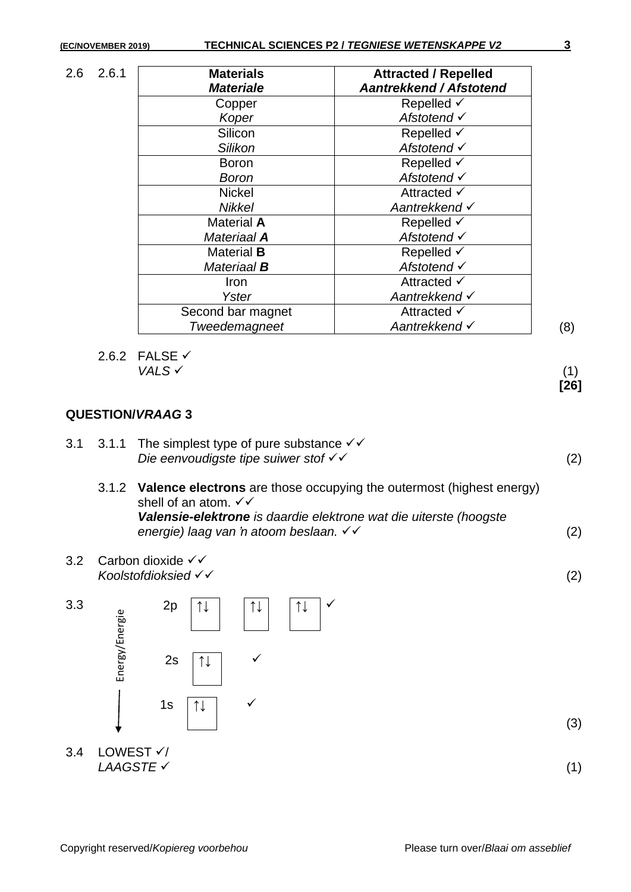2.6 2.6.1

| Materials *Materiale* | Attracted / Repelled *Aantrekkend / Afstotend* |
|---|---|
| Copper *Koper* | Repelled ✓ *Afstotend* ✓ |
| Silicon *Silikon* | Repelled ✓ *Afstotend* ✓ |
| Boron *Boron* | Repelled ✓ *Afstotend* ✓ |
| Nickel *Nikkel* | Attracted ✓ *Aantrekkend* ✓ |
| Material **A** *Materiaal* ***A*** | Repelled ✓ *Afstotend* ✓ |
| Material **B** *Materiaal* ***B*** | Repelled ✓ *Afstotend* ✓ |
| Iron *Yster* | Attracted ✓ *Aantrekkend* ✓ |
| Second bar magnet *Tweedemagneet* | Attracted ✓ *Aantrekkend* ✓ |

(8)

2.6.2 FALSE ✓
*VALS* ✓ (1)

**[26]**

## QUESTION/*VRAAG* 3

3.1 3.1.1 The simplest type of pure substance ✓✓
*Die eenvoudigste tipe suiwer stof* ✓✓ (2)

3.1.2 **Valence electrons** are those occupying the outermost (highest energy) shell of an atom. ✓✓
***Valensie-elektrone*** *is daardie elektrone wat die uiterste (hoogste energie) laag van 'n atoom beslaan.* ✓✓ (2)

3.2 Carbon dioxide ✓✓
*Koolstofdioksied* ✓✓ (2)

3.3

Energy/Energie

2p | ↑↓ | ↑↓ | ↑↓ | ✓

2s | ↑↓ | ✓

1s | ↑↓ | ✓

(3)

3.4 LOWEST ✓/
*LAAGSTE* ✓ (1)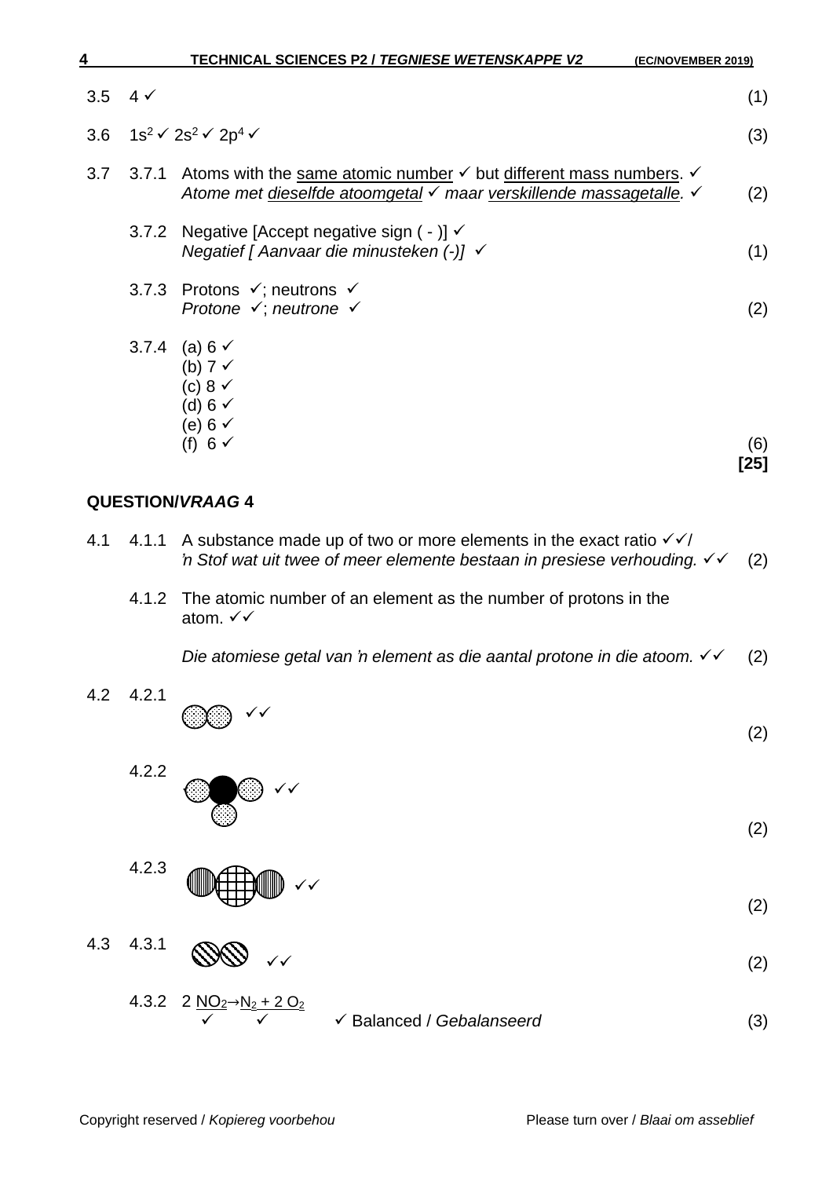3.5 4 ✓ (1)

3.6 $1s^2$ ✓ $2s^2$ ✓ $2p^4$ ✓ (3)

3.7

3.7.1 Atoms with the same atomic number ✓ but different mass numbers. ✓
*Atome met dieselfde atoomgetal ✓ maar verskillende massagetalle.* ✓ (2)

3.7.2 Negative [Accept negative sign ( - )] ✓
*Negatief [ Aanvaar die minusteken (-)]* ✓ (1)

3.7.3 Protons ✓; neutrons ✓
*Protone* ✓; *neutrone* ✓ (2)

3.7.4 (a) 6 ✓
(b) 7 ✓
(c) 8 ✓
(d) 6 ✓
(e) 6 ✓
(f) 6 ✓ (6)

**[25]**

## QUESTION/*VRAAG* 4

4.1

4.1.1 A substance made up of two or more elements in the exact ratio ✓✓/
*'n Stof wat uit twee of meer elemente bestaan in presiese verhouding.* ✓✓ (2)

4.1.2 The atomic number of an element as the number of protons in the atom. ✓✓

*Die atomiese getal van 'n element as die aantal protone in die atoom.* ✓✓ (2)

4.2

4.2.1 ✓✓ (2)

4.2.2 ✓✓ (2)

4.2.3 ✓✓ (2)

4.3

4.3.1 ✓✓ (2)

4.3.2 $2\ NO_2 \rightarrow N_2 + 2\ O_2$
✓ ✓ ✓ Balanced / *Gebalanseerd* (3)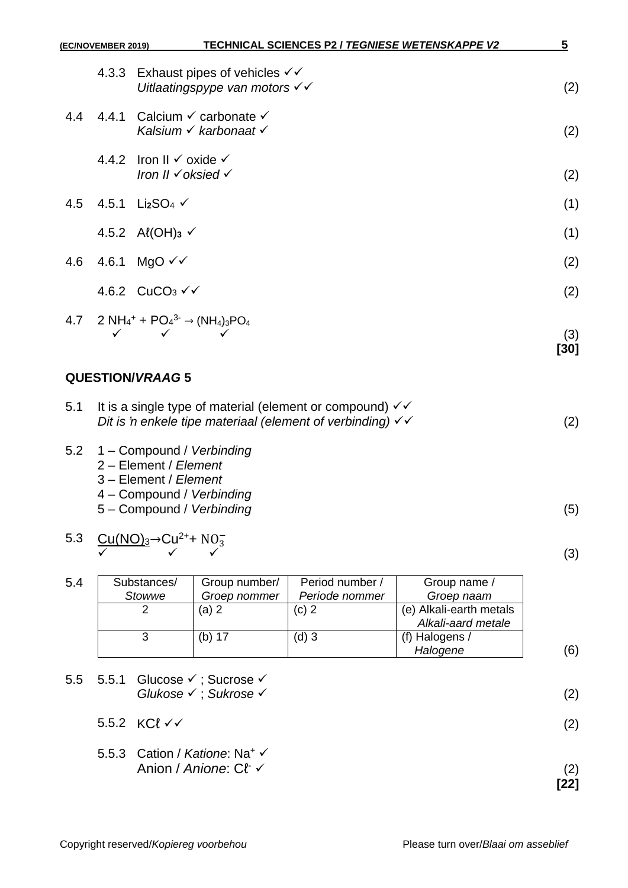4.3.3 Exhaust pipes of vehicles ✓✓
*Uitlaatingspype van motors* ✓✓ (2)

4.4 4.4.1 Calcium ✓ carbonate ✓
*Kalsium* ✓ *karbonaat* ✓ (2)

4.4.2 Iron II ✓ oxide ✓
*Iron II* ✓*oksied* ✓ (2)

4.5 4.5.1 $Li_2SO_4$ ✓ (1)

4.5.2 $A\ell(OH)_3$ ✓ (1)

4.6 4.6.1 MgO ✓✓ (2)

4.6.2 $CuCO_3$ ✓✓ (2)

4.7 $2\ NH_4^+ + PO_4^{3-} \rightarrow (NH_4)_3PO_4$
✓ ✓ ✓ (3)

**[30]**

## QUESTION/*VRAAG* 5

5.1 It is a single type of material (element or compound) ✓✓
*Dit is 'n enkele tipe materiaal (element of verbinding)* ✓✓ (2)

5.2 1 – Compound / *Verbinding*
2 – Element / *Element*
3 – Element / *Element*
4 – Compound / *Verbinding*
5 – Compound / *Verbinding* (5)

5.3 $\underline{Cu(NO)_3} \rightarrow Cu^{2+} + NO_3^-$
✓ ✓ ✓ (3)

5.4

| Substances/ *Stowwe* | Group number/ *Groep nommer* | Period number / *Periode nommer* | Group name / *Groep naam* |
|---|---|---|---|
| 2 | (a) 2 | (c) 2 | (e) Alkali-earth metals *Alkali-aard metale* |
| 3 | (b) 17 | (d) 3 | (f) Halogens / *Halogene* |

(6)

5.5 5.5.1 Glucose ✓ ; Sucrose ✓
*Glukose* ✓ ; *Sukrose* ✓ (2)

5.5.2 $KC\ell$ ✓✓ (2)

5.5.3 Cation / *Katione*: $Na^+$ ✓
Anion / *Anione*: $C\ell^-$ ✓ (2)

**[22]**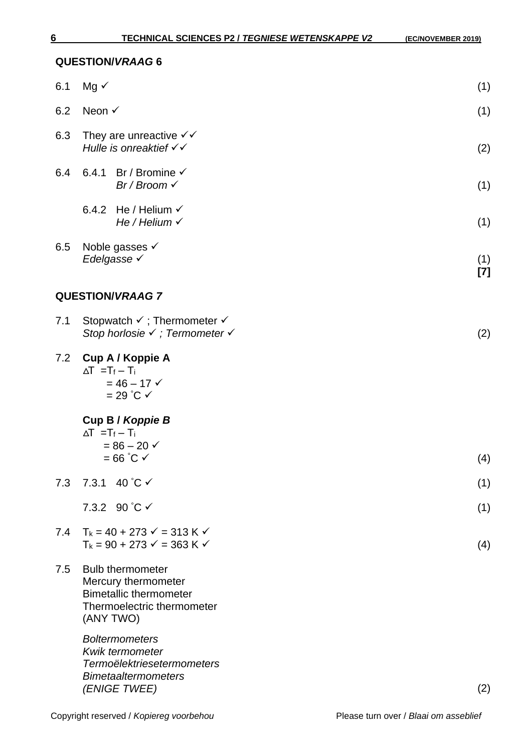## QUESTION/*VRAAG* 6

6.1 Mg ✓ (1)

6.2 Neon ✓ (1)

6.3 They are unreactive ✓✓
*Hulle is onreaktief* ✓✓ (2)

6.4 6.4.1 Br / Bromine ✓
*Br / Broom* ✓ (1)

6.4.2 He / Helium ✓
*He / Helium* ✓ (1)

6.5 Noble gasses ✓
*Edelgasse* ✓ (1)
**[7]**

## QUESTION/*VRAAG 7*

7.1 Stopwatch ✓ ; Thermometer ✓
*Stop horlosie* ✓ *; Termometer* ✓ (2)

7.2 **Cup A / Koppie A**

$\Delta T = T_f - T_i$
$= 46 - 17$ ✓
$= 29\ ^\circ C$ ✓

**Cup B / *Koppie B***

$\Delta T = T_f - T_i$
$= 86 - 20$ ✓
$= 66\ ^\circ C$ ✓ (4)

7.3 7.3.1 40 ˚C ✓ (1)

7.3.2 90 ˚C ✓ (1)

7.4 $T_k = 40 + 273$ ✓ $= 313$ K ✓
$T_k = 90 + 273$ ✓ $= 363$ K ✓ (4)

7.5 Bulb thermometer
Mercury thermometer
Bimetallic thermometer
Thermoelectric thermometer
(ANY TWO)

*Boltermometers*
*Kwik termometer*
*Termoëlektriesetermometers*
*Bimetaaltermometers*
*(ENIGE TWEE)* (2)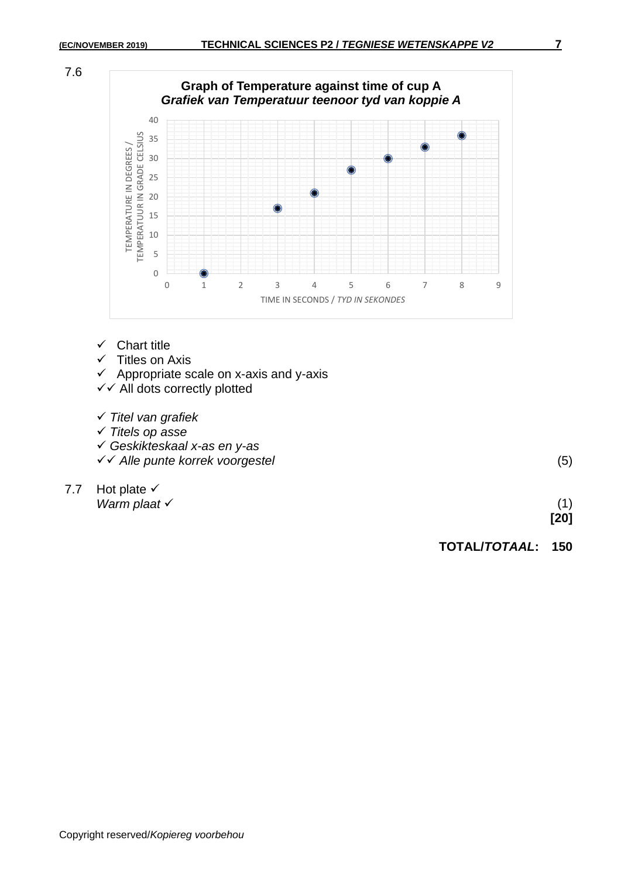7.6

**Graph of Temperature against time of cup A**
***Grafiek van Temperatuur teenoor tyd van koppie A***

TEMPERATURE IN DEGREES / TEMPERATUUR IN GRADE CELSIUS

40
35
30
25
20
15
10
5
0

0 1 2 3 4 5 6 7 8 9

TIME IN SECONDS / *TYD IN SEKONDES*

- ✓ Chart title
- ✓ Titles on Axis
- ✓ Appropriate scale on x-axis and y-axis
- ✓✓ All dots correctly plotted

- ✓ *Titel van grafiek*
- ✓ *Titels op asse*
- ✓ *Geskikteskaal x-as en y-as*
- ✓✓ *Alle punte korrek voorgestel* (5)

7.7 Hot plate ✓
*Warm plaat* ✓ (1)
**[20]**

**TOTAL/*TOTAAL*: 150**